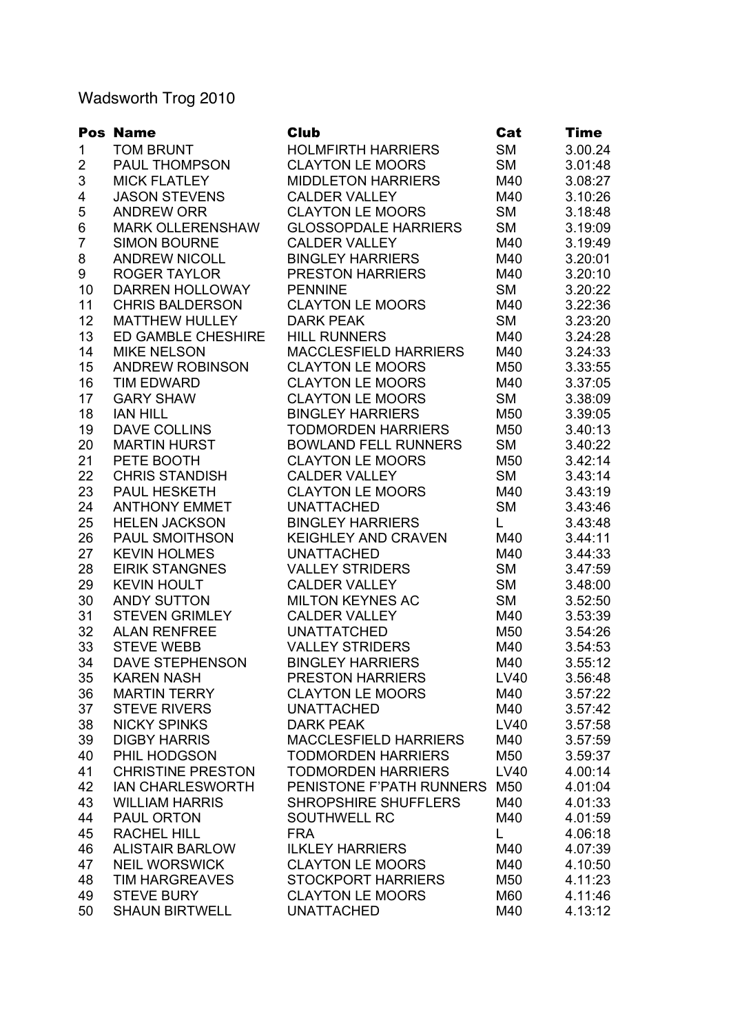Wadsworth Trog 2010

| Pos | Name | Club | Cat | Time |
|---|---|---|---|---|
| 1 | TOM BRUNT | HOLMFIRTH HARRIERS | SM | 3.00.24 |
| 2 | PAUL THOMPSON | CLAYTON LE MOORS | SM | 3.01:48 |
| 3 | MICK FLATLEY | MIDDLETON HARRIERS | M40 | 3.08:27 |
| 4 | JASON STEVENS | CALDER VALLEY | M40 | 3.10:26 |
| 5 | ANDREW ORR | CLAYTON LE MOORS | SM | 3.18:48 |
| 6 | MARK OLLERENSHAW | GLOSSOPDALE HARRIERS | SM | 3.19:09 |
| 7 | SIMON BOURNE | CALDER VALLEY | M40 | 3.19:49 |
| 8 | ANDREW NICOLL | BINGLEY HARRIERS | M40 | 3.20:01 |
| 9 | ROGER TAYLOR | PRESTON HARRIERS | M40 | 3.20:10 |
| 10 | DARREN HOLLOWAY | PENNINE | SM | 3.20:22 |
| 11 | CHRIS BALDERSON | CLAYTON LE MOORS | M40 | 3.22:36 |
| 12 | MATTHEW HULLEY | DARK PEAK | SM | 3.23:20 |
| 13 | ED GAMBLE CHESHIRE | HILL RUNNERS | M40 | 3.24:28 |
| 14 | MIKE NELSON | MACCLESFIELD HARRIERS | M40 | 3.24:33 |
| 15 | ANDREW ROBINSON | CLAYTON LE MOORS | M50 | 3.33:55 |
| 16 | TIM EDWARD | CLAYTON LE MOORS | M40 | 3.37:05 |
| 17 | GARY SHAW | CLAYTON LE MOORS | SM | 3.38:09 |
| 18 | IAN HILL | BINGLEY HARRIERS | M50 | 3.39:05 |
| 19 | DAVE COLLINS | TODMORDEN HARRIERS | M50 | 3.40:13 |
| 20 | MARTIN HURST | BOWLAND FELL RUNNERS | SM | 3.40:22 |
| 21 | PETE BOOTH | CLAYTON LE MOORS | M50 | 3.42:14 |
| 22 | CHRIS STANDISH | CALDER VALLEY | SM | 3.43:14 |
| 23 | PAUL HESKETH | CLAYTON LE MOORS | M40 | 3.43:19 |
| 24 | ANTHONY EMMET | UNATTACHED | SM | 3.43:46 |
| 25 | HELEN JACKSON | BINGLEY HARRIERS | L | 3.43:48 |
| 26 | PAUL SMOITHSON | KEIGHLEY AND CRAVEN | M40 | 3.44:11 |
| 27 | KEVIN HOLMES | UNATTACHED | M40 | 3.44:33 |
| 28 | EIRIK STANGNES | VALLEY STRIDERS | SM | 3.47:59 |
| 29 | KEVIN HOULT | CALDER VALLEY | SM | 3.48:00 |
| 30 | ANDY SUTTON | MILTON KEYNES AC | SM | 3.52:50 |
| 31 | STEVEN GRIMLEY | CALDER VALLEY | M40 | 3.53:39 |
| 32 | ALAN RENFREE | UNATTATCHED | M50 | 3.54:26 |
| 33 | STEVE WEBB | VALLEY STRIDERS | M40 | 3.54:53 |
| 34 | DAVE STEPHENSON | BINGLEY HARRIERS | M40 | 3.55:12 |
| 35 | KAREN NASH | PRESTON HARRIERS | LV40 | 3.56:48 |
| 36 | MARTIN TERRY | CLAYTON LE MOORS | M40 | 3.57:22 |
| 37 | STEVE RIVERS | UNATTACHED | M40 | 3.57:42 |
| 38 | NICKY SPINKS | DARK PEAK | LV40 | 3.57:58 |
| 39 | DIGBY HARRIS | MACCLESFIELD HARRIERS | M40 | 3.57:59 |
| 40 | PHIL HODGSON | TODMORDEN HARRIERS | M50 | 3.59:37 |
| 41 | CHRISTINE PRESTON | TODMORDEN HARRIERS | LV40 | 4.00:14 |
| 42 | IAN CHARLESWORTH | PENISTONE F'PATH RUNNERS | M50 | 4.01:04 |
| 43 | WILLIAM HARRIS | SHROPSHIRE SHUFFLERS | M40 | 4.01:33 |
| 44 | PAUL ORTON | SOUTHWELL RC | M40 | 4.01:59 |
| 45 | RACHEL HILL | FRA | L | 4.06:18 |
| 46 | ALISTAIR BARLOW | ILKLEY HARRIERS | M40 | 4.07:39 |
| 47 | NEIL WORSWICK | CLAYTON LE MOORS | M40 | 4.10:50 |
| 48 | TIM HARGREAVES | STOCKPORT HARRIERS | M50 | 4.11:23 |
| 49 | STEVE BURY | CLAYTON LE MOORS | M60 | 4.11:46 |
| 50 | SHAUN BIRTWELL | UNATTACHED | M40 | 4.13:12 |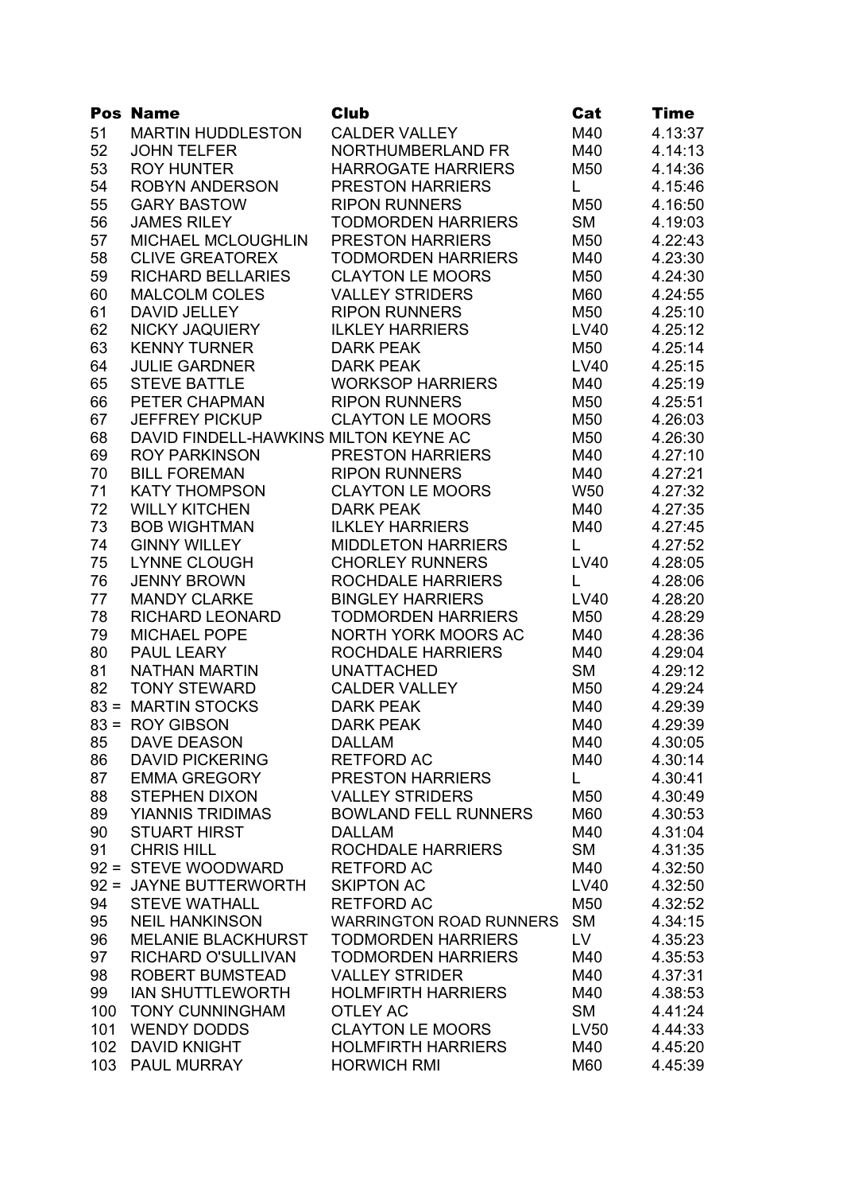| Pos | Name | Club | Cat | Time |
|---|---|---|---|---|
| 51 | MARTIN HUDDLESTON | CALDER VALLEY | M40 | 4.13:37 |
| 52 | JOHN TELFER | NORTHUMBERLAND FR | M40 | 4.14:13 |
| 53 | ROY HUNTER | HARROGATE HARRIERS | M50 | 4.14:36 |
| 54 | ROBYN ANDERSON | PRESTON HARRIERS | L | 4.15:46 |
| 55 | GARY BASTOW | RIPON RUNNERS | M50 | 4.16:50 |
| 56 | JAMES RILEY | TODMORDEN HARRIERS | SM | 4.19:03 |
| 57 | MICHAEL MCLOUGHLIN | PRESTON HARRIERS | M50 | 4.22:43 |
| 58 | CLIVE GREATOREX | TODMORDEN HARRIERS | M40 | 4.23:30 |
| 59 | RICHARD BELLARIES | CLAYTON LE MOORS | M50 | 4.24:30 |
| 60 | MALCOLM COLES | VALLEY STRIDERS | M60 | 4.24:55 |
| 61 | DAVID JELLEY | RIPON RUNNERS | M50 | 4.25:10 |
| 62 | NICKY JAQUIERY | ILKLEY HARRIERS | LV40 | 4.25:12 |
| 63 | KENNY TURNER | DARK PEAK | M50 | 4.25:14 |
| 64 | JULIE GARDNER | DARK PEAK | LV40 | 4.25:15 |
| 65 | STEVE BATTLE | WORKSOP HARRIERS | M40 | 4.25:19 |
| 66 | PETER CHAPMAN | RIPON RUNNERS | M50 | 4.25:51 |
| 67 | JEFFREY PICKUP | CLAYTON LE MOORS | M50 | 4.26:03 |
| 68 | DAVID FINDELL-HAWKINS | MILTON KEYNE AC | M50 | 4.26:30 |
| 69 | ROY PARKINSON | PRESTON HARRIERS | M40 | 4.27:10 |
| 70 | BILL FOREMAN | RIPON RUNNERS | M40 | 4.27:21 |
| 71 | KATY THOMPSON | CLAYTON LE MOORS | W50 | 4.27:32 |
| 72 | WILLY KITCHEN | DARK PEAK | M40 | 4.27:35 |
| 73 | BOB WIGHTMAN | ILKLEY HARRIERS | M40 | 4.27:45 |
| 74 | GINNY WILLEY | MIDDLETON HARRIERS | L | 4.27:52 |
| 75 | LYNNE CLOUGH | CHORLEY RUNNERS | LV40 | 4.28:05 |
| 76 | JENNY BROWN | ROCHDALE HARRIERS | L | 4.28:06 |
| 77 | MANDY CLARKE | BINGLEY HARRIERS | LV40 | 4.28:20 |
| 78 | RICHARD LEONARD | TODMORDEN HARRIERS | M50 | 4.28:29 |
| 79 | MICHAEL POPE | NORTH YORK MOORS AC | M40 | 4.28:36 |
| 80 | PAUL LEARY | ROCHDALE HARRIERS | M40 | 4.29:04 |
| 81 | NATHAN MARTIN | UNATTACHED | SM | 4.29:12 |
| 82 | TONY STEWARD | CALDER VALLEY | M50 | 4.29:24 |
| 83 = | MARTIN STOCKS | DARK PEAK | M40 | 4.29:39 |
| 83 = | ROY GIBSON | DARK PEAK | M40 | 4.29:39 |
| 85 | DAVE DEASON | DALLAM | M40 | 4.30:05 |
| 86 | DAVID PICKERING | RETFORD AC | M40 | 4.30:14 |
| 87 | EMMA GREGORY | PRESTON HARRIERS | L | 4.30:41 |
| 88 | STEPHEN DIXON | VALLEY STRIDERS | M50 | 4.30:49 |
| 89 | YIANNIS TRIDIMAS | BOWLAND FELL RUNNERS | M60 | 4.30:53 |
| 90 | STUART HIRST | DALLAM | M40 | 4.31:04 |
| 91 | CHRIS HILL | ROCHDALE HARRIERS | SM | 4.31:35 |
| 92 = | STEVE WOODWARD | RETFORD AC | M40 | 4.32:50 |
| 92 = | JAYNE BUTTERWORTH | SKIPTON AC | LV40 | 4.32:50 |
| 94 | STEVE WATHALL | RETFORD AC | M50 | 4.32:52 |
| 95 | NEIL HANKINSON | WARRINGTON ROAD RUNNERS | SM | 4.34:15 |
| 96 | MELANIE BLACKHURST | TODMORDEN HARRIERS | LV | 4.35:23 |
| 97 | RICHARD O'SULLIVAN | TODMORDEN HARRIERS | M40 | 4.35:53 |
| 98 | ROBERT BUMSTEAD | VALLEY STRIDER | M40 | 4.37:31 |
| 99 | IAN SHUTTLEWORTH | HOLMFIRTH HARRIERS | M40 | 4.38:53 |
| 100 | TONY CUNNINGHAM | OTLEY AC | SM | 4.41:24 |
| 101 | WENDY DODDS | CLAYTON LE MOORS | LV50 | 4.44:33 |
| 102 | DAVID KNIGHT | HOLMFIRTH HARRIERS | M40 | 4.45:20 |
| 103 | PAUL MURRAY | HORWICH RMI | M60 | 4.45:39 |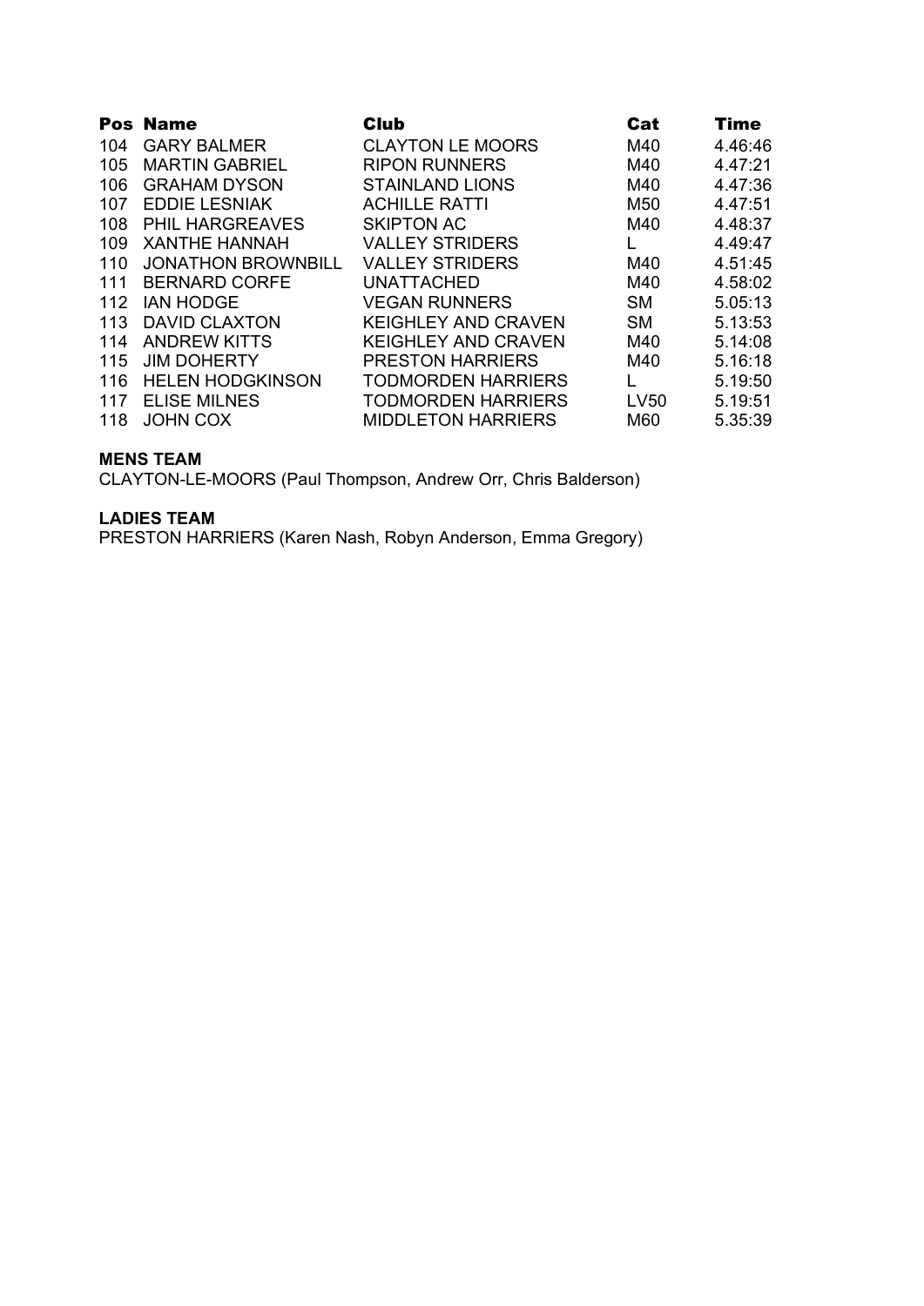| Pos | Name | Club | Cat | Time |
|---|---|---|---|---|
| 104 | GARY BALMER | CLAYTON LE MOORS | M40 | 4.46:46 |
| 105 | MARTIN GABRIEL | RIPON RUNNERS | M40 | 4.47:21 |
| 106 | GRAHAM DYSON | STAINLAND LIONS | M40 | 4.47:36 |
| 107 | EDDIE LESNIAK | ACHILLE RATTI | M50 | 4.47:51 |
| 108 | PHIL HARGREAVES | SKIPTON AC | M40 | 4.48:37 |
| 109 | XANTHE HANNAH | VALLEY STRIDERS | L | 4.49:47 |
| 110 | JONATHON BROWNBILL | VALLEY STRIDERS | M40 | 4.51:45 |
| 111 | BERNARD CORFE | UNATTACHED | M40 | 4.58:02 |
| 112 | IAN HODGE | VEGAN RUNNERS | SM | 5.05:13 |
| 113 | DAVID CLAXTON | KEIGHLEY AND CRAVEN | SM | 5.13:53 |
| 114 | ANDREW KITTS | KEIGHLEY AND CRAVEN | M40 | 5.14:08 |
| 115 | JIM DOHERTY | PRESTON HARRIERS | M40 | 5.16:18 |
| 116 | HELEN HODGKINSON | TODMORDEN HARRIERS | L | 5.19:50 |
| 117 | ELISE MILNES | TODMORDEN HARRIERS | LV50 | 5.19:51 |
| 118 | JOHN COX | MIDDLETON HARRIERS | M60 | 5.35:39 |

**MENS TEAM**

CLAYTON-LE-MOORS (Paul Thompson, Andrew Orr, Chris Balderson)

**LADIES TEAM**

PRESTON HARRIERS (Karen Nash, Robyn Anderson, Emma Gregory)